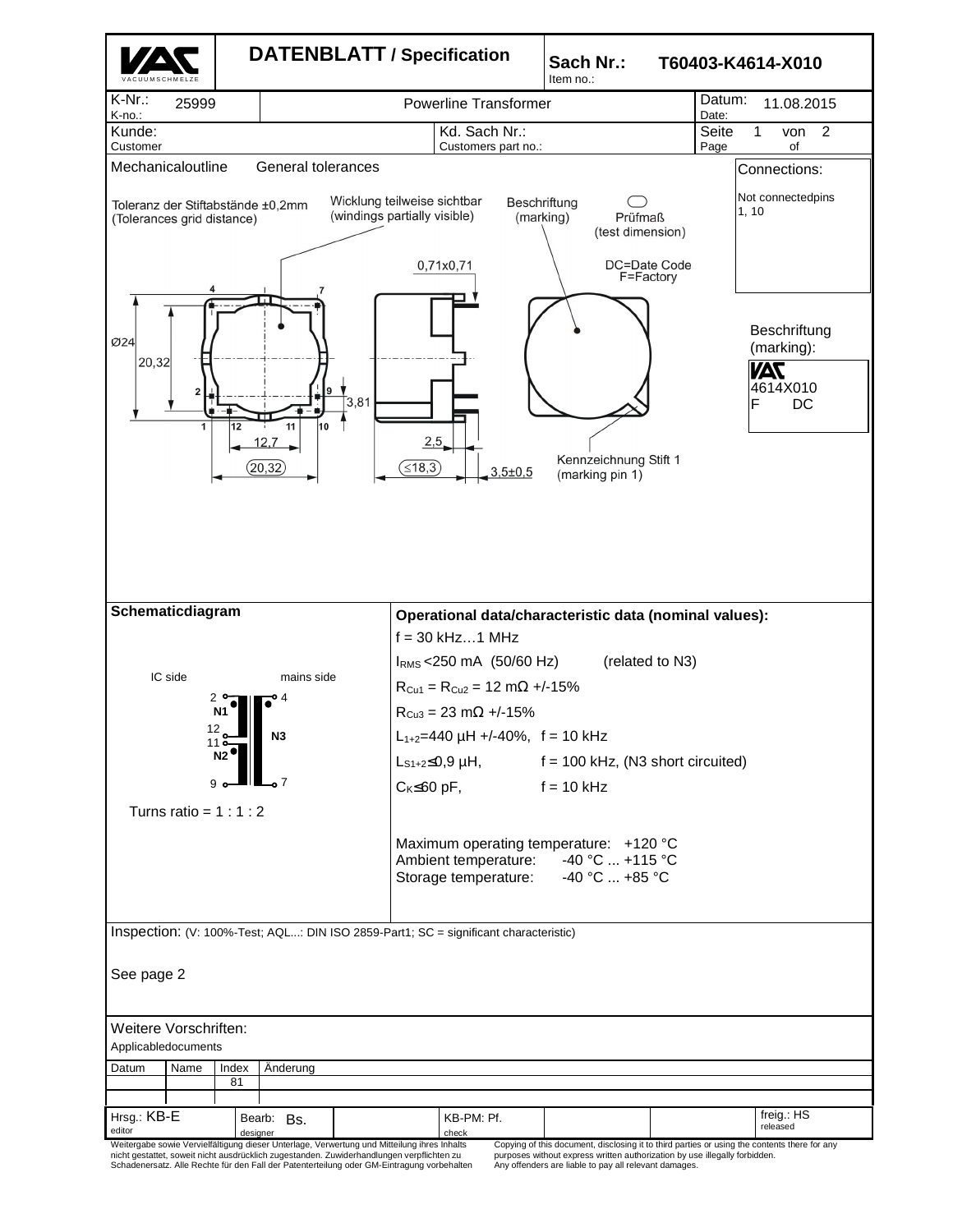# DATENBLATT / Specification

| | | | |
|---|---|---|---|
| Sach Nr.: Item no.: | T60403-K4614-X010 | | |
| K-Nr.: K-no.: 25999 | Powerline Transformer | Datum: Date: | 11.08.2015 |
| Kunde: Customer | Kd. Sach Nr.: Customers part no.: | Seite Page | 1 von 2 of |

## Mechanicaloutline General tolerances

Toleranz der Stiftabstände ±0,2mm (Tolerances grid distance)

Wicklung teilweise sichtbar (windings partially visible)

Beschriftung (marking)

Prüfmaß (test dimension)

DC=Date Code F=Factory

0,71x0,71

Ø24, 20,32, 3,81, 12,7, (20,32), 2,5, (≤18,3), 3,5±0,5

Kennzeichnung Stift 1 (marking pin 1)

**Connections:**

Not connectedpins 1, 10

Beschriftung (marking):

VAC
4614X010
F DC

## Schematicdiagram

IC side — mains side

N1 (2, 12), N2 (11, 9), N3 (4, 7)

Turns ratio = 1 : 1 : 2

## Operational data/characteristic data (nominal values):

f = 30 kHz…1 MHz

$I_{RMS}$ <250 mA (50/60 Hz) (related to N3)

$R_{Cu1} = R_{Cu2}$ = 12 mΩ +/-15%

$R_{Cu3}$ = 23 mΩ +/-15%

$L_{1+2}$=440 µH +/-40%, f = 10 kHz

$L_{S1+2}$≤0,9 µH, f = 100 kHz, (N3 short circuited)

$C_K$≤60 pF, f = 10 kHz

Maximum operating temperature: +120 °C
Ambient temperature: -40 °C ... +115 °C
Storage temperature: -40 °C ... +85 °C

Inspection: (V: 100%-Test; AQL...: DIN ISO 2859-Part1; SC = significant characteristic)

See page 2

Weitere Vorschriften:
Applicabledocuments

| Datum | Name | Index | Änderung |
|---|---|---|---|
| | | 81 | |

| Hrsg.: KB-E editor | Bearb: Bs. designer | KB-PM: Pf. check | freig.: HS released |
|---|---|---|---|

Weitergabe sowie Vervielfältigung dieser Unterlage, Verwertung und Mitteilung ihres Inhalts nicht gestattet, soweit nicht ausdrücklich zugestanden. Zuwiderhandlungen verpflichten zu Schadenersatz. Alle Rechte für den Fall der Patenterteilung oder GM-Eintragung vorbehalten

Copying of this document, disclosing it to third parties or using the contents there for any purposes without express written authorization by use illegally forbidden. Any offenders are liable to pay all relevant damages.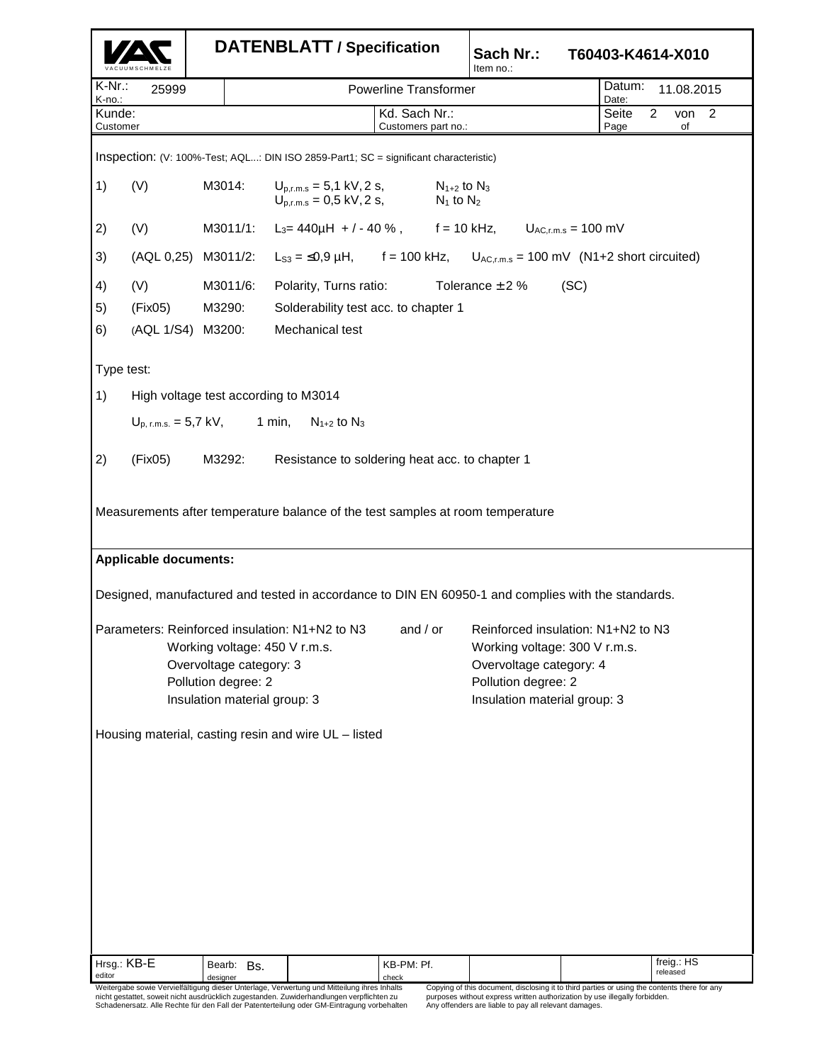# DATENBLATT / Specification

**Sach Nr.:** Item no.: **T60403-K4614-X010**

| K-Nr.: K-no.: 25999 | Powerline Transformer | Datum: Date: 11.08.2015 |
| --- | --- | --- |
| Kunde: Customer | Kd. Sach Nr.: Customers part no.: | Seite Page 2 von of 2 |

Inspection: (V: 100%-Test; AQL...: DIN ISO 2859-Part1; SC = significant characteristic)

| | | | | |
| --- | --- | --- | --- | --- |
| 1) | (V) | M3014: | $U_{p,r.m.s} = 5{,}1$ kV, 2 s, $U_{p,r.m.s} = 0{,}5$ kV, 2 s, | $N_{1+2}$ to $N_3$; $N_1$ to $N_2$ |
| 2) | (V) | M3011/1: | $L_3 = 440\mu H$ + / - 40 %, f = 10 kHz, | $U_{AC,r.m.s} = 100$ mV |
| 3) | (AQL 0,25) | M3011/2: | $L_{S3} = \leq 0{,}9$ µH, f = 100 kHz, | $U_{AC,r.m.s} = 100$ mV (N1+2 short circuited) |
| 4) | (V) | M3011/6: | Polarity, Turns ratio: Tolerance ± 2 % | (SC) |
| 5) | (Fix05) | M3290: | Solderability test acc. to chapter 1 | |
| 6) | (AQL 1/S4) | M3200: | Mechanical test | |

Type test:

1) High voltage test according to M3014

$U_{p,\,r.m.s.} = 5{,}7$ kV, 1 min, $N_{1+2}$ to $N_3$

2) (Fix05) M3292: Resistance to soldering heat acc. to chapter 1

Measurements after temperature balance of the test samples at room temperature

**Applicable documents:**

Designed, manufactured and tested in accordance to DIN EN 60950-1 and complies with the standards.

| Parameters: | | and / or | |
| --- | --- | --- | --- |
| | Reinforced insulation: N1+N2 to N3 | | Reinforced insulation: N1+N2 to N3 |
| | Working voltage: 450 V r.m.s. | | Working voltage: 300 V r.m.s. |
| | Overvoltage category: 3 | | Overvoltage category: 4 |
| | Pollution degree: 2 | | Pollution degree: 2 |
| | Insulation material group: 3 | | Insulation material group: 3 |

Housing material, casting resin and wire UL – listed

| Hrsg.: KB-E editor | Bearb.: Bs. designer | | KB-PM: Pf. check | | | freig.: HS released |
| --- | --- | --- | --- | --- | --- | --- |

Weitergabe sowie Vervielfältigung dieser Unterlage, Verwertung und Mitteilung ihres Inhalts nicht gestattet, soweit nicht ausdrücklich zugestanden. Zuwiderhandlungen verpflichten zu Schadenersatz. Alle Rechte für den Fall der Patenterteilung oder GM-Eintragung vorbehalten

Copying of this document, disclosing it to third parties or using the contents there for any purposes without express written authorization by use illegally forbidden. Any offenders are liable to pay all relevant damages.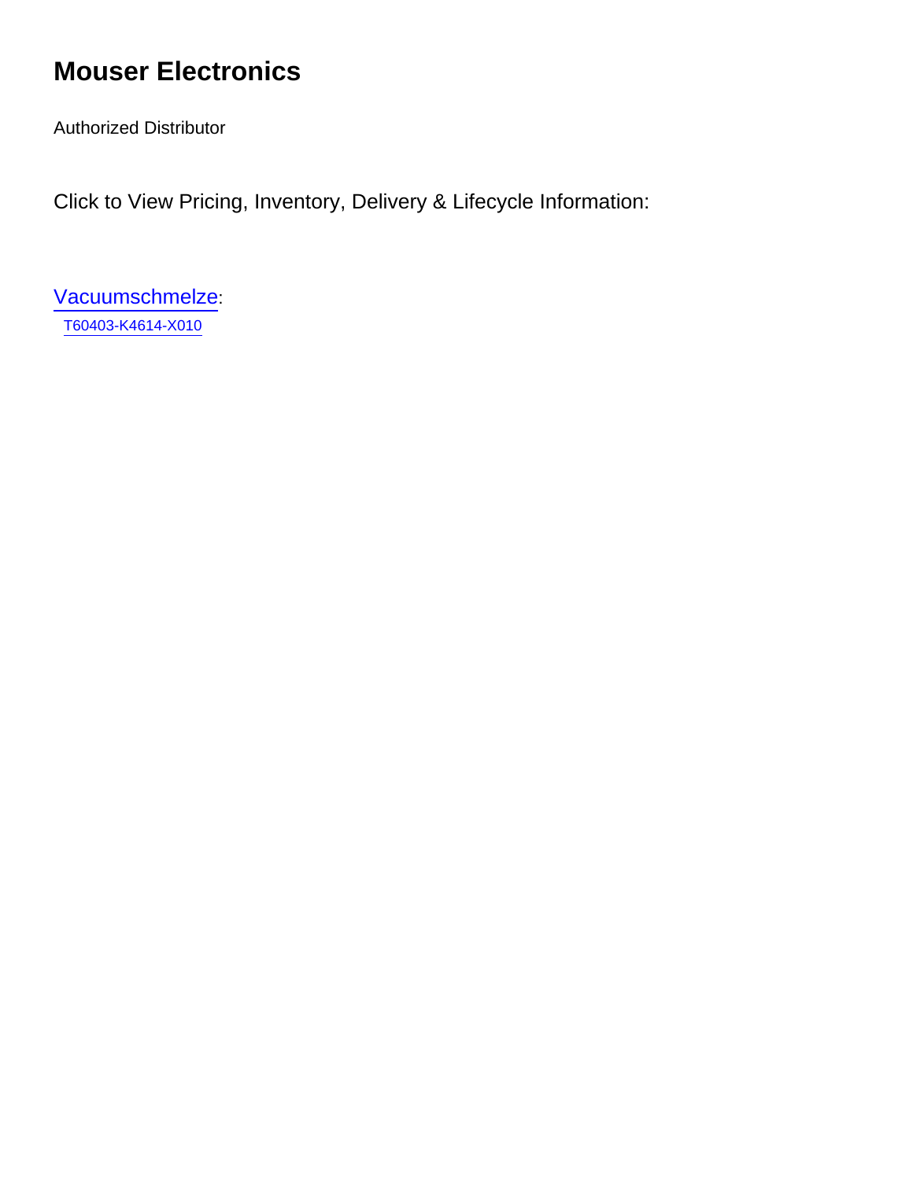# Mouser Electronics

Authorized Distributor

Click to View Pricing, Inventory, Delivery & Lifecycle Information:

Vacuumschmelze:

T60403-K4614-X010